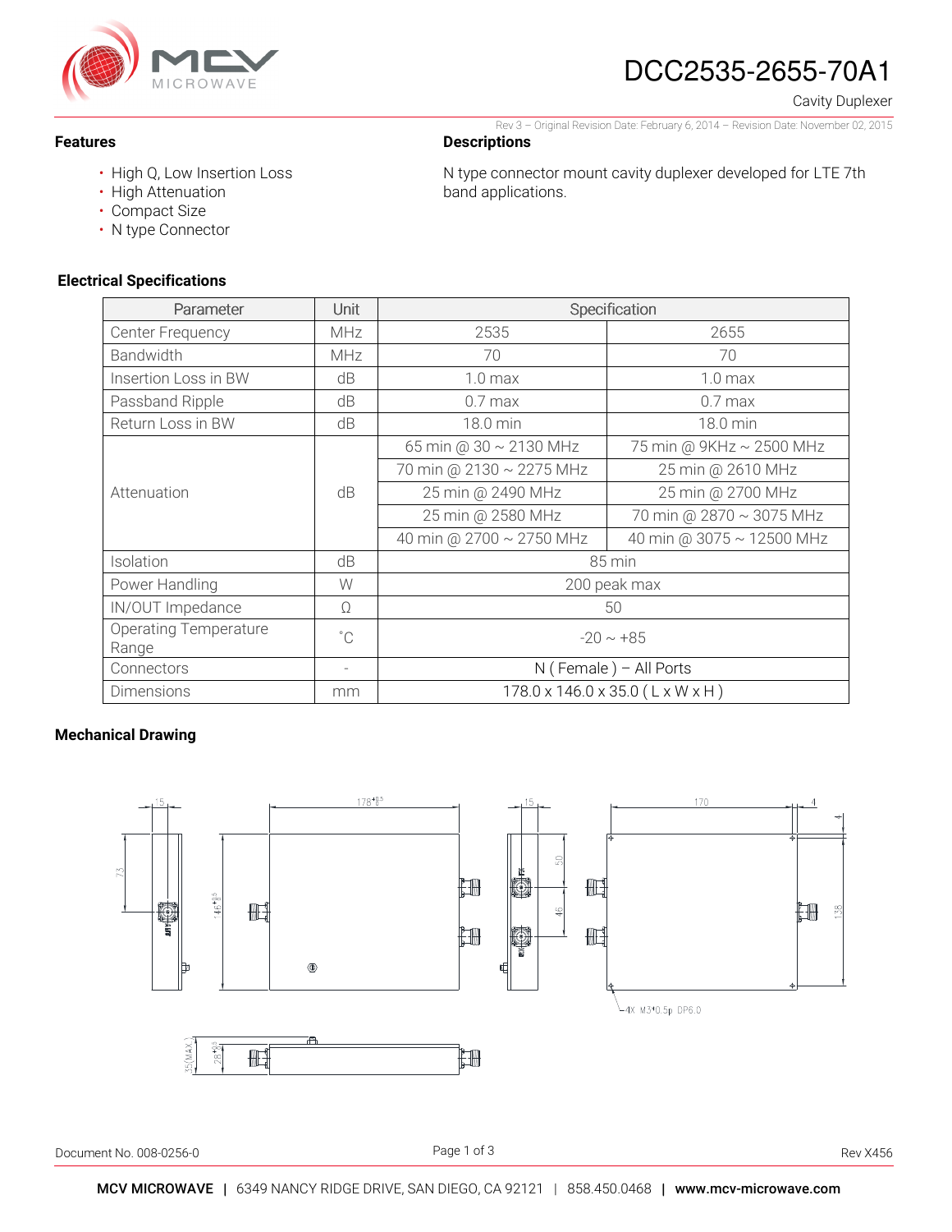# DCC2535-2655-70A1

Cavity Duplexer

Rev 3 – Original Revision Date: February 6, 2014 – Revision Date: November 02, 2015

### Features

- High Q, Low Insertion Loss
- High Attenuation
- Compact Size
- N type Connector

### Descriptions

N type connector mount cavity duplexer developed for LTE 7th band applications.

### Electrical Specifications

| Parameter | Unit | Specification | |
|---|---|---|---|
| Center Frequency | MHz | 2535 | 2655 |
| Bandwidth | MHz | 70 | 70 |
| Insertion Loss in BW | dB | 1.0 max | 1.0 max |
| Passband Ripple | dB | 0.7 max | 0.7 max |
| Return Loss in BW | dB | 18.0 min | 18.0 min |
| Attenuation | dB | 65 min @ 30 ~ 2130 MHz | 75 min @ 9KHz ~ 2500 MHz |
| | | 70 min @ 2130 ~ 2275 MHz | 25 min @ 2610 MHz |
| | | 25 min @ 2490 MHz | 25 min @ 2700 MHz |
| | | 25 min @ 2580 MHz | 70 min @ 2870 ~ 3075 MHz |
| | | 40 min @ 2700 ~ 2750 MHz | 40 min @ 3075 ~ 12500 MHz |
| Isolation | dB | 85 min | |
| Power Handling | W | 200 peak max | |
| IN/OUT Impedance | Ω | 50 | |
| Operating Temperature Range | ˚C | -20 ~ +85 | |
| Connectors | - | N ( Female ) – All Ports | |
| Dimensions | mm | 178.0 x 146.0 x 35.0 ( L x W x H ) | |

### Mechanical Drawing

Document No. 008-0256-0

Rev X456

**MCV MICROWAVE** | 6349 NANCY RIDGE DRIVE, SAN DIEGO, CA 92121 | 858.450.0468 | **www.mcv-microwave.com**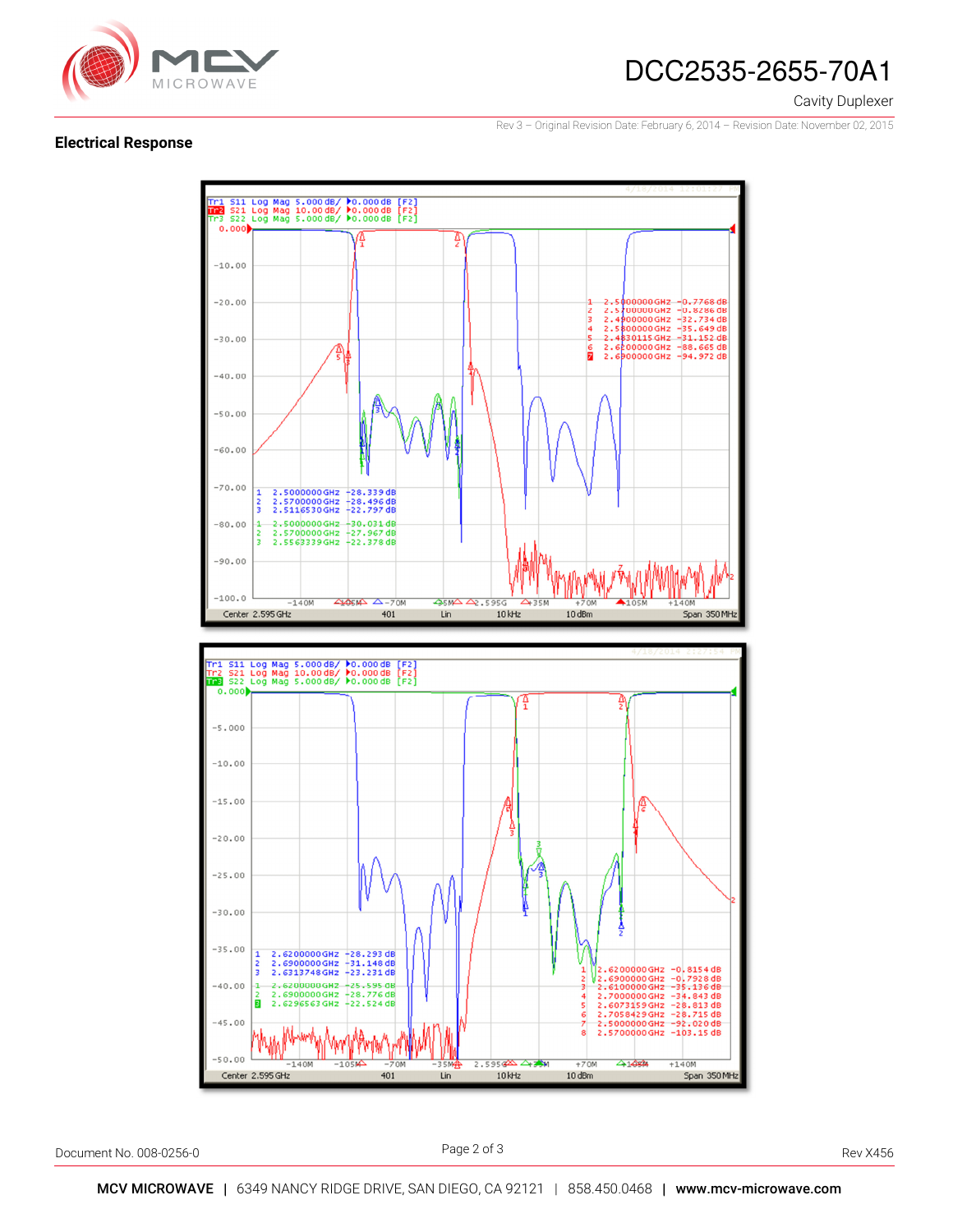## Electrical Response

Tr1 S11 Log Mag 5.000 dB/ ▶0.000 dB [F2]
Tr2 S21 Log Mag 10.00 dB/ ▶0.000 dB [F2]
Tr3 S22 Log Mag 5.000 dB/ ▶0.000 dB [F2]

| Marker | Frequency | Value |
|---|---|---|
| 1 | 2.5000000 GHz | -0.7768 dB |
| 2 | 2.5700000 GHz | -0.8286 dB |
| 3 | 2.4900000 GHz | -32.734 dB |
| 4 | 2.5800000 GHz | -35.649 dB |
| 5 | 2.4830115 GHz | -31.152 dB |
| 6 | 2.6200000 GHz | -88.665 dB |
| 7 | 2.6900000 GHz | -94.972 dB |

| Marker | Frequency | Value |
|---|---|---|
| 1 | 2.5000000 GHz | -28.339 dB |
| 2 | 2.5700000 GHz | -28.496 dB |
| 3 | 2.5116530 GHz | -22.797 dB |
| 1 | 2.5000000 GHz | -30.031 dB |
| 2 | 2.5700000 GHz | -27.967 dB |
| 3 | 2.5563339 GHz | -22.378 dB |

Center 2.595 GHz | 401 | Lin | 10 kHz | 10 dBm | Span 350 MHz

Tr1 S11 Log Mag 5.000 dB/ ▶0.000 dB [F2]
Tr2 S21 Log Mag 10.00 dB/ ▶0.000 dB [F2]
Tr3 S22 Log Mag 5.000 dB/ ▶0.000 dB [F2]

| Marker | Frequency | Value |
|---|---|---|
| 1 | 2.6200000 GHz | -28.293 dB |
| 2 | 2.6900000 GHz | -31.148 dB |
| 3 | 2.6313748 GHz | -23.231 dB |
| 1 | 2.6200000 GHz | -25.595 dB |
| 2 | 2.6900000 GHz | -28.776 dB |
| 3 | 2.6296563 GHz | -22.524 dB |

| Marker | Frequency | Value |
|---|---|---|
| 1 | 2.6200000 GHz | -0.8154 dB |
| 2 | 2.6900000 GHz | -0.7928 dB |
| 3 | 2.6100000 GHz | -35.136 dB |
| 4 | 2.7000000 GHz | -34.843 dB |
| 5 | 2.6073159 GHz | -28.813 dB |
| 6 | 2.7058429 GHz | -28.715 dB |
| 7 | 2.5000000 GHz | -92.020 dB |
| 8 | 2.5700000 GHz | -103.15 dB |

Center 2.595 GHz | 401 | Lin | 10 kHz | 10 dBm | Span 350 MHz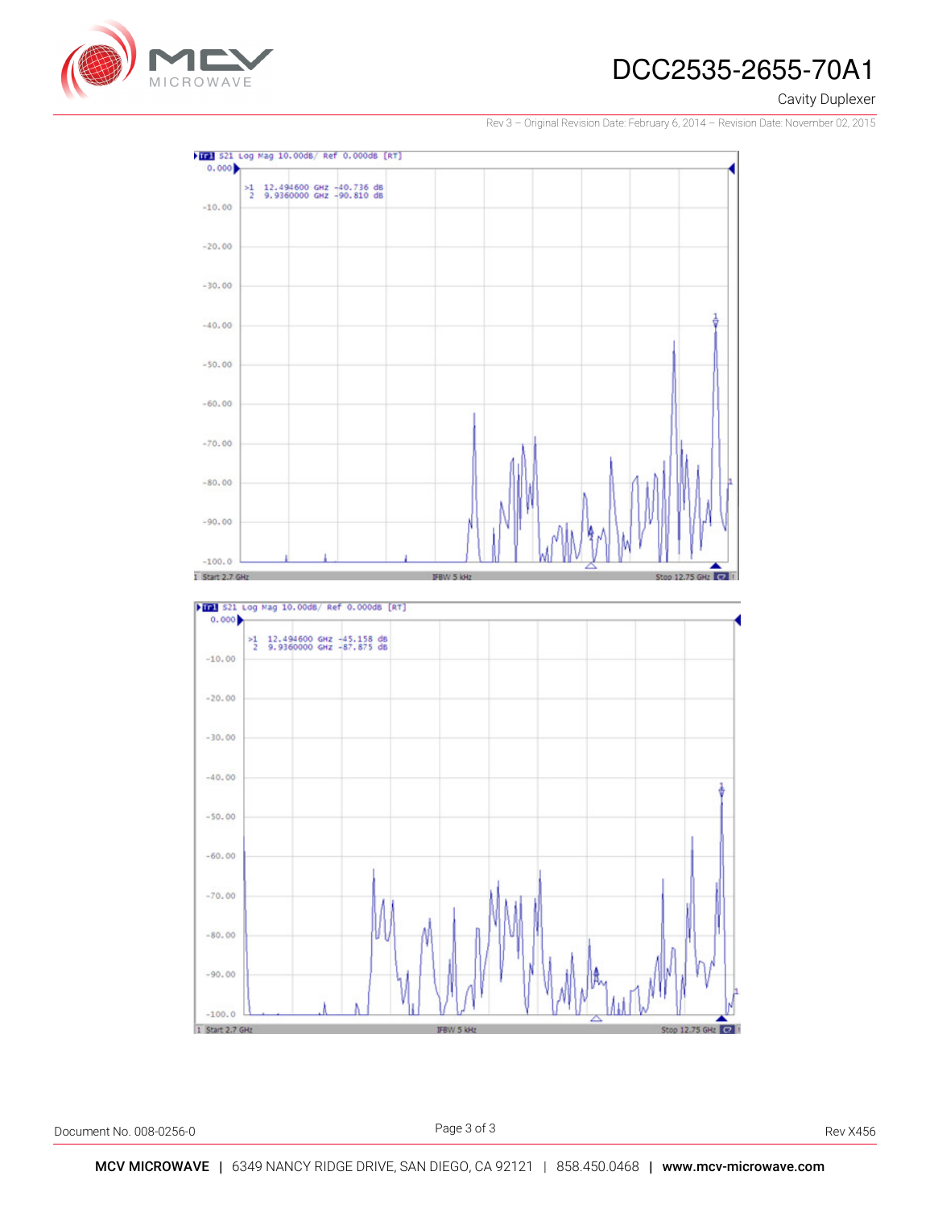Tr1 S21 Log Mag 10.00dB/ Ref 0.000dB [RT]

0.000
-10.00
-20.00
-30.00
-40.00
-50.00
-60.00
-70.00
-80.00
-90.00
-100.0

>1 12.494600 GHz -40.736 dB
2 9.9360000 GHz -90.810 dB

1 Start 2.7 GHz IFBW 5 kHz Stop 12.75 GHz

Tr1 S21 Log Mag 10.00dB/ Ref 0.000dB [RT]

0.000
-10.00
-20.00
-30.00
-40.00
-50.00
-60.00
-70.00
-80.00
-90.00
-100.0

>1 12.494600 GHz -45.158 dB
2 9.9360000 GHz -87.875 dB

1 Start 2.7 GHz IFBW 5 kHz Stop 12.75 GHz